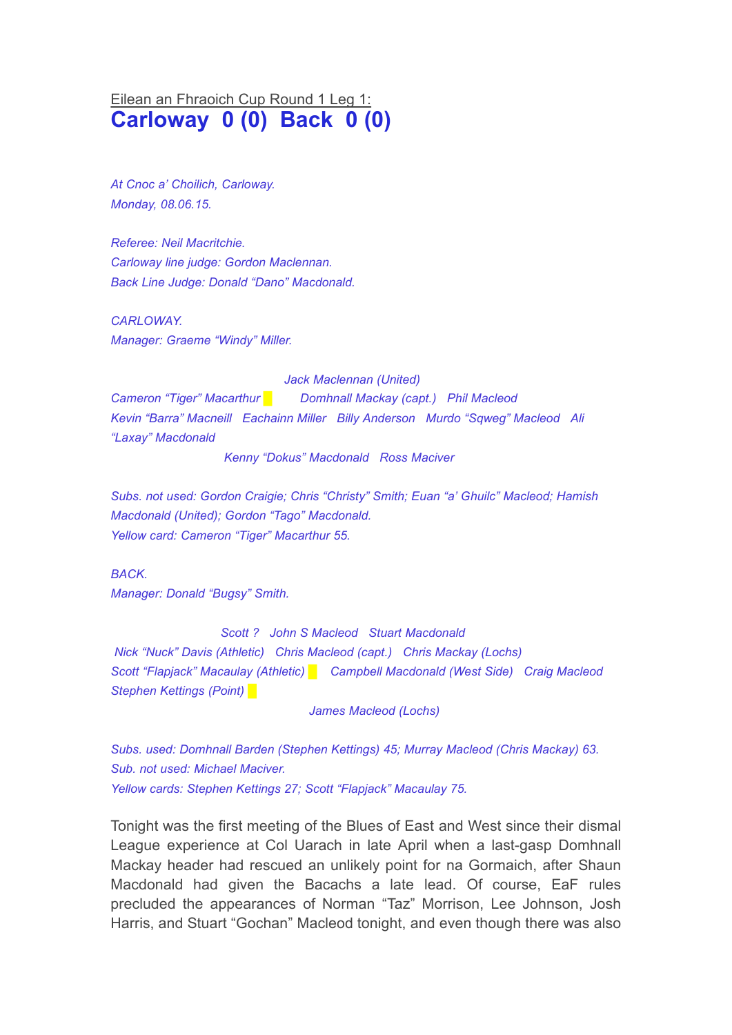Eilean an Fhraoich Cup Round 1 Leg 1:

# Carloway 0 (0) Back 0 (0)

*At Cnoc a' Choilich, Carloway.*
*Monday, 08.06.15.*

*Referee: Neil Macritchie.*
*Carloway line judge: Gordon Maclennan.*
*Back Line Judge: Donald "Dano" Macdonald.*

*CARLOWAY.*
*Manager: Graeme "Windy" Miller.*

*Jack Maclennan (United)*
*Cameron "Tiger" Macarthur Domhnall Mackay (capt.) Phil Macleod*
*Kevin "Barra" Macneill Eachainn Miller Billy Anderson Murdo "Sqweg" Macleod Ali "Laxay" Macdonald*
*Kenny "Dokus" Macdonald Ross Maciver*

*Subs. not used: Gordon Craigie; Chris "Christy" Smith; Euan "a' Ghuilc" Macleod; Hamish Macdonald (United); Gordon "Tago" Macdonald.*
*Yellow card: Cameron "Tiger" Macarthur 55.*

*BACK.*
*Manager: Donald "Bugsy" Smith.*

*Scott ? John S Macleod Stuart Macdonald*
*Nick "Nuck" Davis (Athletic) Chris Macleod (capt.) Chris Mackay (Lochs)*
*Scott "Flapjack" Macaulay (Athletic) Campbell Macdonald (West Side) Craig Macleod*
*Stephen Kettings (Point)*
*James Macleod (Lochs)*

*Subs. used: Domhnall Barden (Stephen Kettings) 45; Murray Macleod (Chris Mackay) 63.*
*Sub. not used: Michael Maciver.*
*Yellow cards: Stephen Kettings 27; Scott "Flapjack" Macaulay 75.*

Tonight was the first meeting of the Blues of East and West since their dismal League experience at Col Uarach in late April when a last-gasp Domhnall Mackay header had rescued an unlikely point for na Gormaich, after Shaun Macdonald had given the Bacachs a late lead. Of course, EaF rules precluded the appearances of Norman "Taz" Morrison, Lee Johnson, Josh Harris, and Stuart "Gochan" Macleod tonight, and even though there was also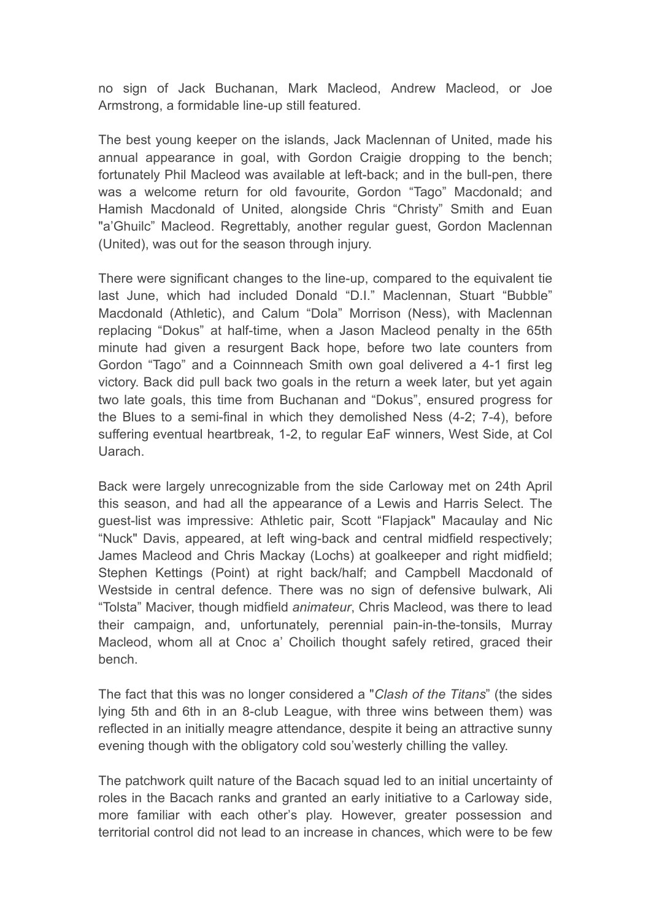no sign of Jack Buchanan, Mark Macleod, Andrew Macleod, or Joe Armstrong, a formidable line-up still featured.

The best young keeper on the islands, Jack Maclennan of United, made his annual appearance in goal, with Gordon Craigie dropping to the bench; fortunately Phil Macleod was available at left-back; and in the bull-pen, there was a welcome return for old favourite, Gordon “Tago” Macdonald; and Hamish Macdonald of United, alongside Chris “Christy” Smith and Euan "a’Ghuilc” Macleod. Regrettably, another regular guest, Gordon Maclennan (United), was out for the season through injury.

There were significant changes to the line-up, compared to the equivalent tie last June, which had included Donald “D.I.” Maclennan, Stuart “Bubble” Macdonald (Athletic), and Calum “Dola” Morrison (Ness), with Maclennan replacing “Dokus” at half-time, when a Jason Macleod penalty in the 65th minute had given a resurgent Back hope, before two late counters from Gordon “Tago” and a Coinnneach Smith own goal delivered a 4-1 first leg victory. Back did pull back two goals in the return a week later, but yet again two late goals, this time from Buchanan and “Dokus”, ensured progress for the Blues to a semi-final in which they demolished Ness (4-2; 7-4), before suffering eventual heartbreak, 1-2, to regular EaF winners, West Side, at Col Uarach.

Back were largely unrecognizable from the side Carloway met on 24th April this season, and had all the appearance of a Lewis and Harris Select. The guest-list was impressive: Athletic pair, Scott “Flapjack" Macaulay and Nic “Nuck" Davis, appeared, at left wing-back and central midfield respectively; James Macleod and Chris Mackay (Lochs) at goalkeeper and right midfield; Stephen Kettings (Point) at right back/half; and Campbell Macdonald of Westside in central defence. There was no sign of defensive bulwark, Ali “Tolsta” Maciver, though midfield *animateur*, Chris Macleod, was there to lead their campaign, and, unfortunately, perennial pain-in-the-tonsils, Murray Macleod, whom all at Cnoc a’ Choilich thought safely retired, graced their bench.

The fact that this was no longer considered a "*Clash of the Titans*” (the sides lying 5th and 6th in an 8-club League, with three wins between them) was reflected in an initially meagre attendance, despite it being an attractive sunny evening though with the obligatory cold sou’westerly chilling the valley.

The patchwork quilt nature of the Bacach squad led to an initial uncertainty of roles in the Bacach ranks and granted an early initiative to a Carloway side, more familiar with each other’s play. However, greater possession and territorial control did not lead to an increase in chances, which were to be few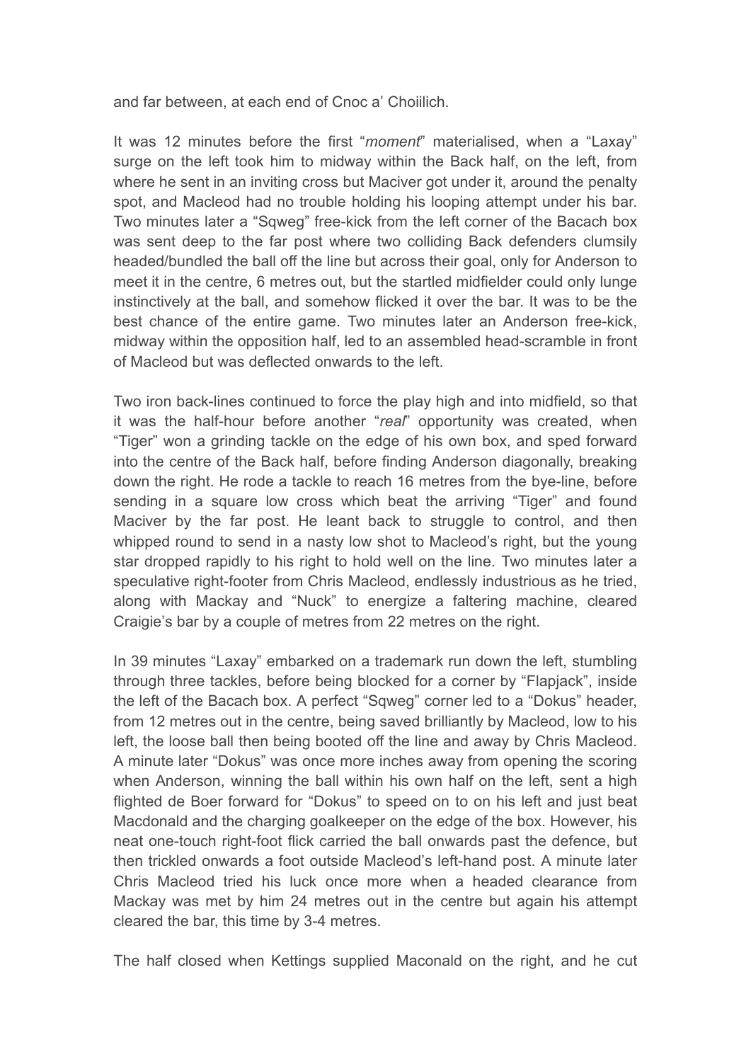and far between, at each end of Cnoc a' Choiilich.

It was 12 minutes before the first "*moment*" materialised, when a "Laxay" surge on the left took him to midway within the Back half, on the left, from where he sent in an inviting cross but Maciver got under it, around the penalty spot, and Macleod had no trouble holding his looping attempt under his bar. Two minutes later a "Sqweg" free-kick from the left corner of the Bacach box was sent deep to the far post where two colliding Back defenders clumsily headed/bundled the ball off the line but across their goal, only for Anderson to meet it in the centre, 6 metres out, but the startled midfielder could only lunge instinctively at the ball, and somehow flicked it over the bar. It was to be the best chance of the entire game. Two minutes later an Anderson free-kick, midway within the opposition half, led to an assembled head-scramble in front of Macleod but was deflected onwards to the left.

Two iron back-lines continued to force the play high and into midfield, so that it was the half-hour before another "*real*" opportunity was created, when "Tiger" won a grinding tackle on the edge of his own box, and sped forward into the centre of the Back half, before finding Anderson diagonally, breaking down the right. He rode a tackle to reach 16 metres from the bye-line, before sending in a square low cross which beat the arriving "Tiger" and found Maciver by the far post. He leant back to struggle to control, and then whipped round to send in a nasty low shot to Macleod's right, but the young star dropped rapidly to his right to hold well on the line. Two minutes later a speculative right-footer from Chris Macleod, endlessly industrious as he tried, along with Mackay and "Nuck" to energize a faltering machine, cleared Craigie's bar by a couple of metres from 22 metres on the right.

In 39 minutes "Laxay" embarked on a trademark run down the left, stumbling through three tackles, before being blocked for a corner by "Flapjack", inside the left of the Bacach box. A perfect "Sqweg" corner led to a "Dokus" header, from 12 metres out in the centre, being saved brilliantly by Macleod, low to his left, the loose ball then being booted off the line and away by Chris Macleod. A minute later "Dokus" was once more inches away from opening the scoring when Anderson, winning the ball within his own half on the left, sent a high flighted de Boer forward for "Dokus" to speed on to on his left and just beat Macdonald and the charging goalkeeper on the edge of the box. However, his neat one-touch right-foot flick carried the ball onwards past the defence, but then trickled onwards a foot outside Macleod's left-hand post. A minute later Chris Macleod tried his luck once more when a headed clearance from Mackay was met by him 24 metres out in the centre but again his attempt cleared the bar, this time by 3-4 metres.

The half closed when Kettings supplied Maconald on the right, and he cut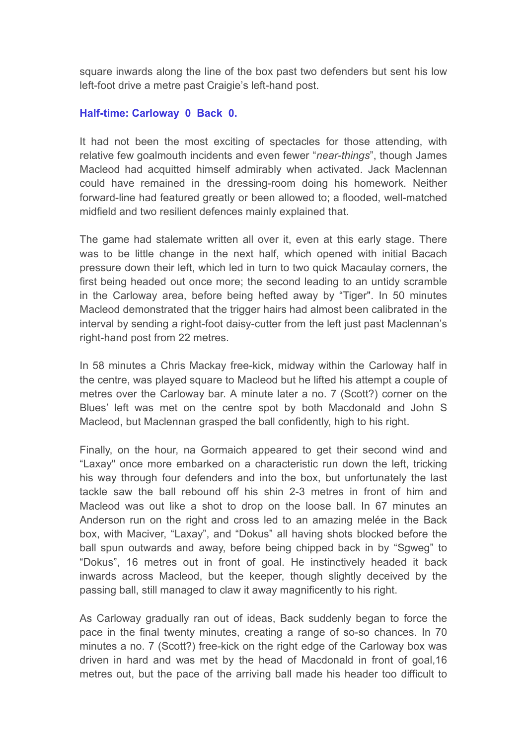square inwards along the line of the box past two defenders but sent his low left-foot drive a metre past Craigie's left-hand post.

**Half-time: Carloway 0 Back 0.**

It had not been the most exciting of spectacles for those attending, with relative few goalmouth incidents and even fewer "*near-things*", though James Macleod had acquitted himself admirably when activated. Jack Maclennan could have remained in the dressing-room doing his homework. Neither forward-line had featured greatly or been allowed to; a flooded, well-matched midfield and two resilient defences mainly explained that.

The game had stalemate written all over it, even at this early stage. There was to be little change in the next half, which opened with initial Bacach pressure down their left, which led in turn to two quick Macaulay corners, the first being headed out once more; the second leading to an untidy scramble in the Carloway area, before being hefted away by "Tiger". In 50 minutes Macleod demonstrated that the trigger hairs had almost been calibrated in the interval by sending a right-foot daisy-cutter from the left just past Maclennan's right-hand post from 22 metres.

In 58 minutes a Chris Mackay free-kick, midway within the Carloway half in the centre, was played square to Macleod but he lifted his attempt a couple of metres over the Carloway bar. A minute later a no. 7 (Scott?) corner on the Blues' left was met on the centre spot by both Macdonald and John S Macleod, but Maclennan grasped the ball confidently, high to his right.

Finally, on the hour, na Gormaich appeared to get their second wind and "Laxay" once more embarked on a characteristic run down the left, tricking his way through four defenders and into the box, but unfortunately the last tackle saw the ball rebound off his shin 2-3 metres in front of him and Macleod was out like a shot to drop on the loose ball. In 67 minutes an Anderson run on the right and cross led to an amazing melée in the Back box, with Maciver, "Laxay", and "Dokus" all having shots blocked before the ball spun outwards and away, before being chipped back in by "Sgweg" to "Dokus", 16 metres out in front of goal. He instinctively headed it back inwards across Macleod, but the keeper, though slightly deceived by the passing ball, still managed to claw it away magnificently to his right.

As Carloway gradually ran out of ideas, Back suddenly began to force the pace in the final twenty minutes, creating a range of so-so chances. In 70 minutes a no. 7 (Scott?) free-kick on the right edge of the Carloway box was driven in hard and was met by the head of Macdonald in front of goal,16 metres out, but the pace of the arriving ball made his header too difficult to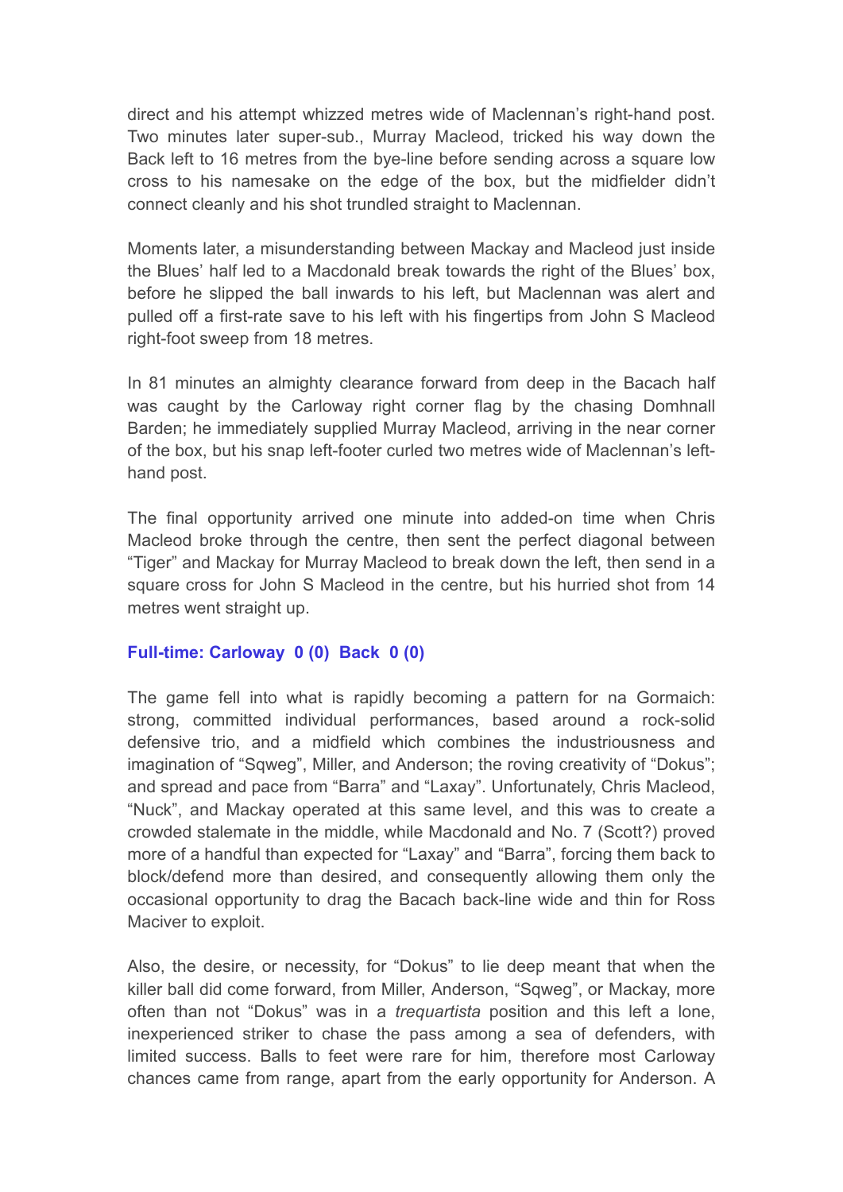direct and his attempt whizzed metres wide of Maclennan's right-hand post. Two minutes later super-sub., Murray Macleod, tricked his way down the Back left to 16 metres from the bye-line before sending across a square low cross to his namesake on the edge of the box, but the midfielder didn't connect cleanly and his shot trundled straight to Maclennan.

Moments later, a misunderstanding between Mackay and Macleod just inside the Blues' half led to a Macdonald break towards the right of the Blues' box, before he slipped the ball inwards to his left, but Maclennan was alert and pulled off a first-rate save to his left with his fingertips from John S Macleod right-foot sweep from 18 metres.

In 81 minutes an almighty clearance forward from deep in the Bacach half was caught by the Carloway right corner flag by the chasing Domhnall Barden; he immediately supplied Murray Macleod, arriving in the near corner of the box, but his snap left-footer curled two metres wide of Maclennan's left-hand post.

The final opportunity arrived one minute into added-on time when Chris Macleod broke through the centre, then sent the perfect diagonal between "Tiger" and Mackay for Murray Macleod to break down the left, then send in a square cross for John S Macleod in the centre, but his hurried shot from 14 metres went straight up.

**Full-time: Carloway 0 (0) Back 0 (0)**

The game fell into what is rapidly becoming a pattern for na Gormaich: strong, committed individual performances, based around a rock-solid defensive trio, and a midfield which combines the industriousness and imagination of "Sqweg", Miller, and Anderson; the roving creativity of "Dokus"; and spread and pace from "Barra" and "Laxay". Unfortunately, Chris Macleod, "Nuck", and Mackay operated at this same level, and this was to create a crowded stalemate in the middle, while Macdonald and No. 7 (Scott?) proved more of a handful than expected for "Laxay" and "Barra", forcing them back to block/defend more than desired, and consequently allowing them only the occasional opportunity to drag the Bacach back-line wide and thin for Ross Maciver to exploit.

Also, the desire, or necessity, for "Dokus" to lie deep meant that when the killer ball did come forward, from Miller, Anderson, "Sqweg", or Mackay, more often than not "Dokus" was in a *trequartista* position and this left a lone, inexperienced striker to chase the pass among a sea of defenders, with limited success. Balls to feet were rare for him, therefore most Carloway chances came from range, apart from the early opportunity for Anderson. A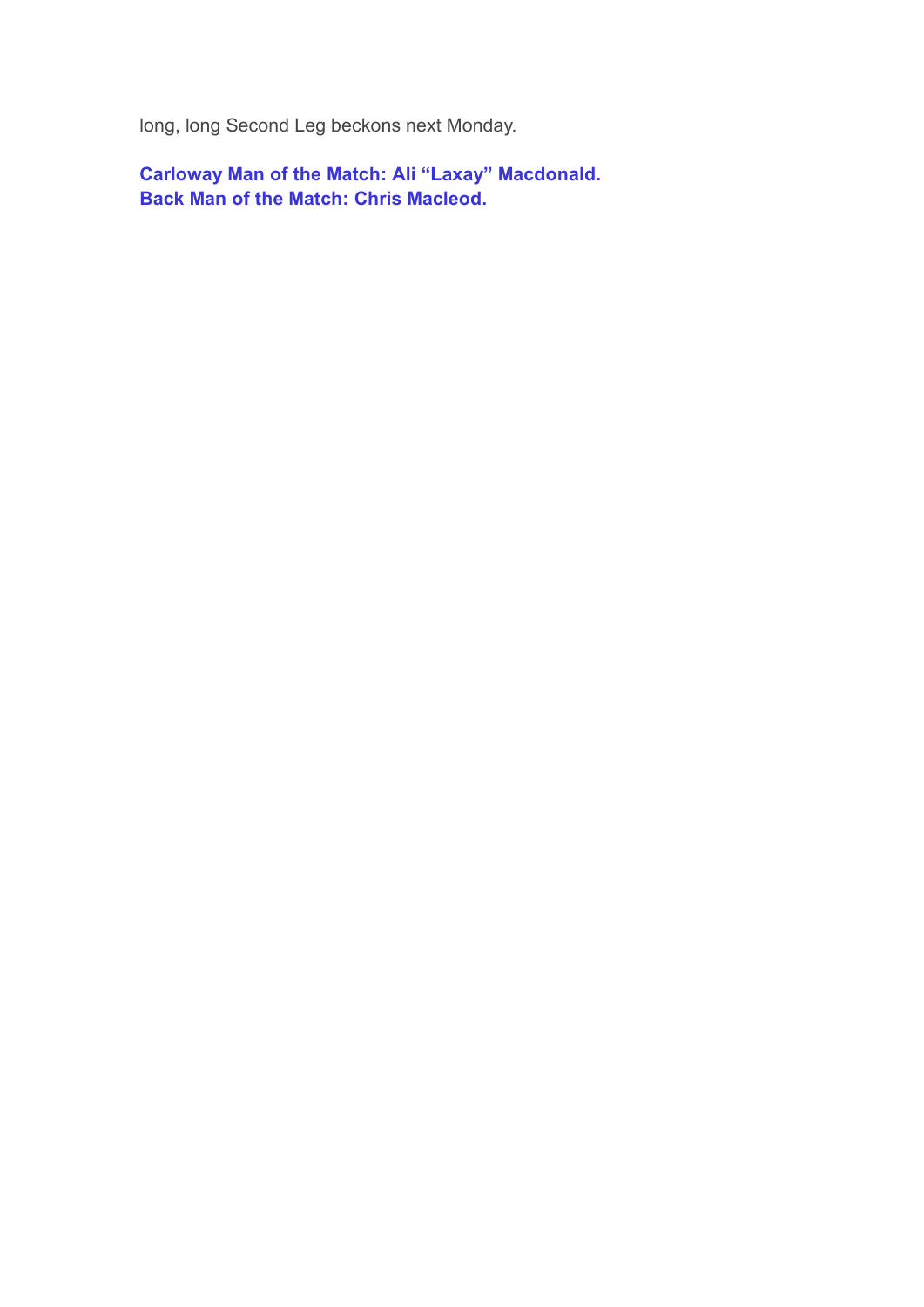long, long Second Leg beckons next Monday.

**Carloway Man of the Match: Ali “Laxay” Macdonald.**
**Back Man of the Match: Chris Macleod.**